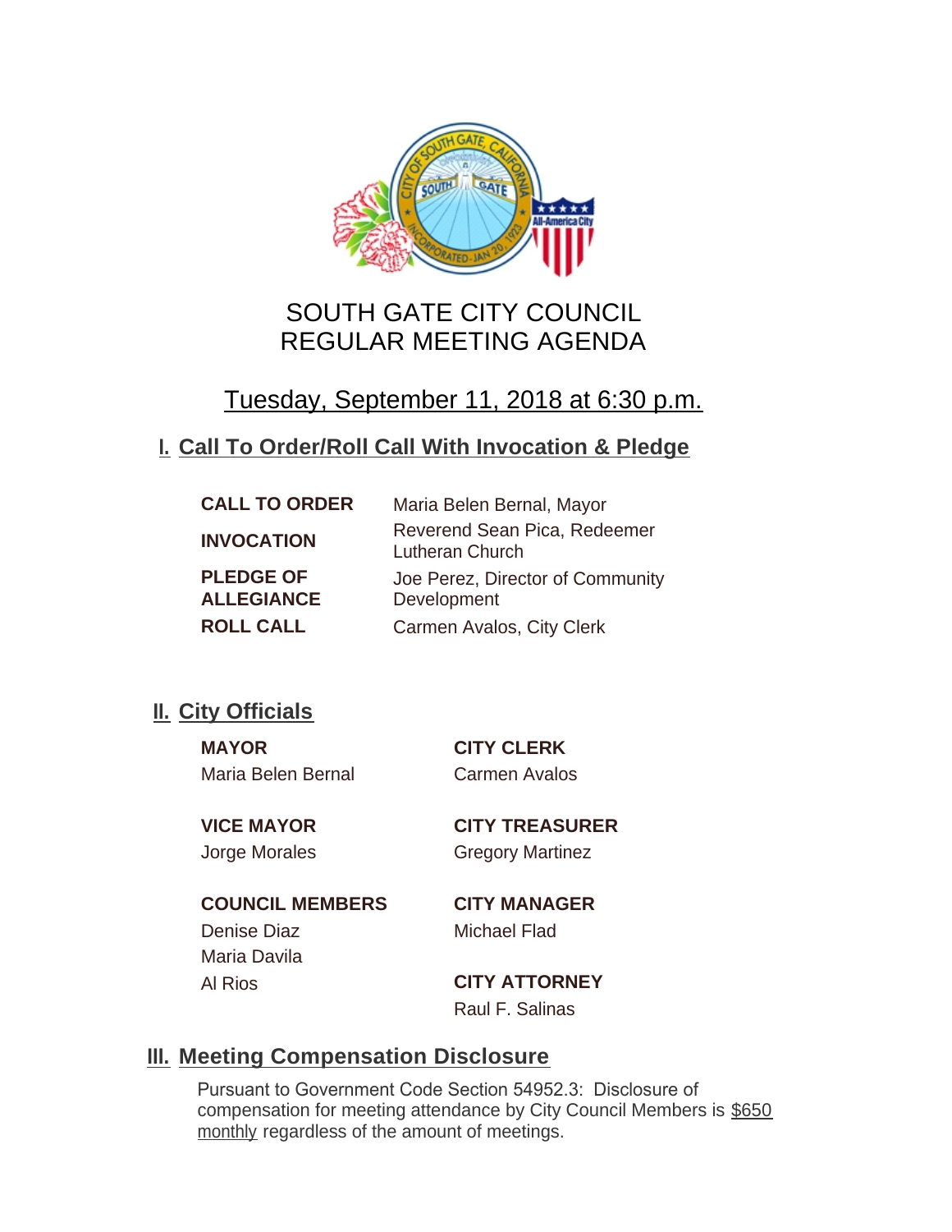# SOUTH GATE CITY COUNCIL
# REGULAR MEETING AGENDA

## Tuesday, September 11, 2018 at 6:30 p.m.

## I. Call To Order/Roll Call With Invocation & Pledge

| | |
|---|---|
| **CALL TO ORDER** | Maria Belen Bernal, Mayor |
| **INVOCATION** | Reverend Sean Pica, Redeemer Lutheran Church |
| **PLEDGE OF ALLEGIANCE** | Joe Perez, Director of Community Development |
| **ROLL CALL** | Carmen Avalos, City Clerk |

## II. City Officials

**MAYOR**
Maria Belen Bernal

**VICE MAYOR**
Jorge Morales

**COUNCIL MEMBERS**
Denise Diaz
Maria Davila
Al Rios

**CITY CLERK**
Carmen Avalos

**CITY TREASURER**
Gregory Martinez

**CITY MANAGER**
Michael Flad

**CITY ATTORNEY**
Raul F. Salinas

## III. Meeting Compensation Disclosure

Pursuant to Government Code Section 54952.3: Disclosure of compensation for meeting attendance by City Council Members is $650 monthly regardless of the amount of meetings.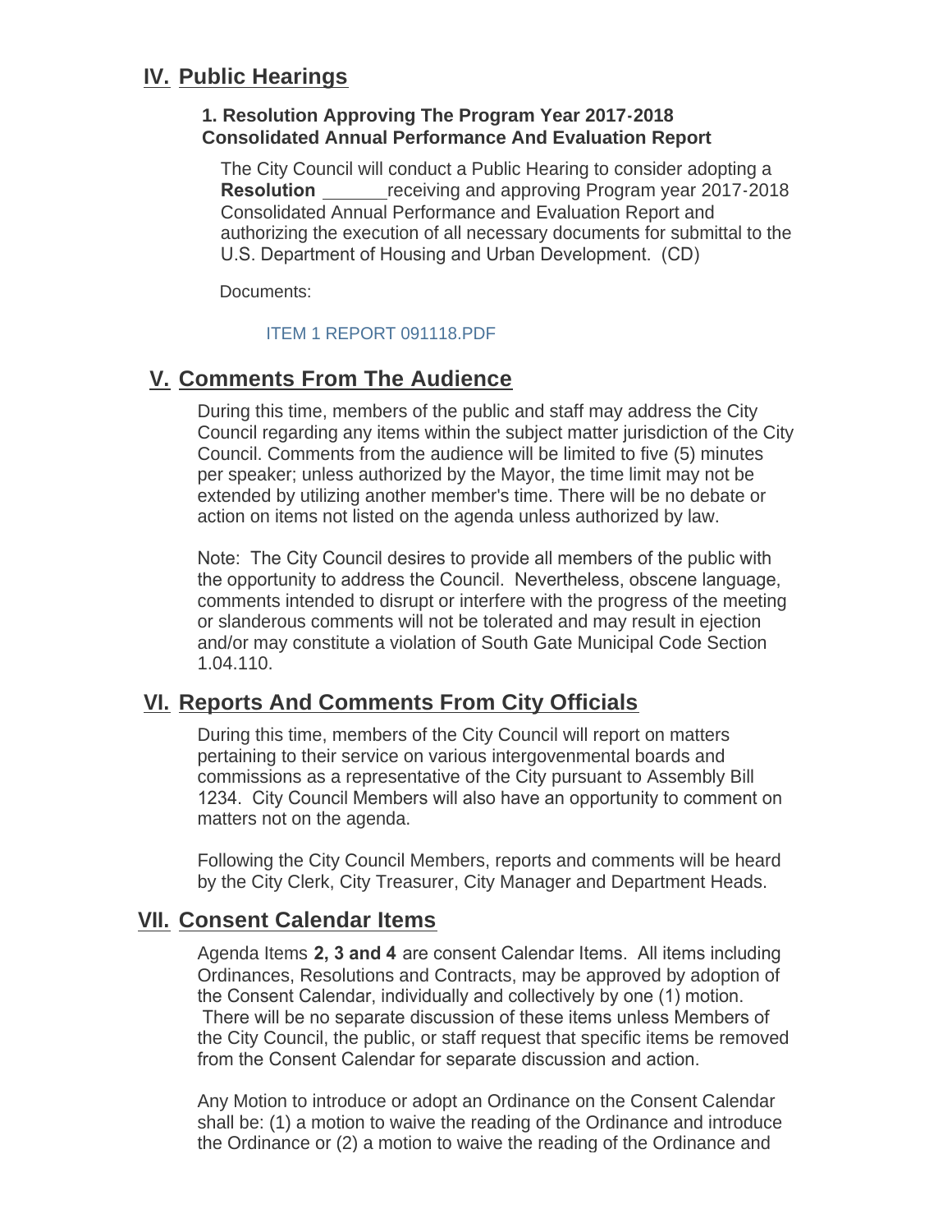## IV. Public Hearings

**1. Resolution Approving The Program Year 2017-2018 Consolidated Annual Performance And Evaluation Report**

The City Council will conduct a Public Hearing to consider adopting a **Resolution** ______ receiving and approving Program year 2017-2018 Consolidated Annual Performance and Evaluation Report and authorizing the execution of all necessary documents for submittal to the U.S. Department of Housing and Urban Development. (CD)

Documents:

ITEM 1 REPORT 091118.PDF

## V. Comments From The Audience

During this time, members of the public and staff may address the City Council regarding any items within the subject matter jurisdiction of the City Council. Comments from the audience will be limited to five (5) minutes per speaker; unless authorized by the Mayor, the time limit may not be extended by utilizing another member's time. There will be no debate or action on items not listed on the agenda unless authorized by law.

Note: The City Council desires to provide all members of the public with the opportunity to address the Council. Nevertheless, obscene language, comments intended to disrupt or interfere with the progress of the meeting or slanderous comments will not be tolerated and may result in ejection and/or may constitute a violation of South Gate Municipal Code Section 1.04.110.

## VI. Reports And Comments From City Officials

During this time, members of the City Council will report on matters pertaining to their service on various intergovenmental boards and commissions as a representative of the City pursuant to Assembly Bill 1234. City Council Members will also have an opportunity to comment on matters not on the agenda.

Following the City Council Members, reports and comments will be heard by the City Clerk, City Treasurer, City Manager and Department Heads.

## VII. Consent Calendar Items

Agenda Items **2, 3 and 4** are consent Calendar Items. All items including Ordinances, Resolutions and Contracts, may be approved by adoption of the Consent Calendar, individually and collectively by one (1) motion. There will be no separate discussion of these items unless Members of the City Council, the public, or staff request that specific items be removed from the Consent Calendar for separate discussion and action.

Any Motion to introduce or adopt an Ordinance on the Consent Calendar shall be: (1) a motion to waive the reading of the Ordinance and introduce the Ordinance or (2) a motion to waive the reading of the Ordinance and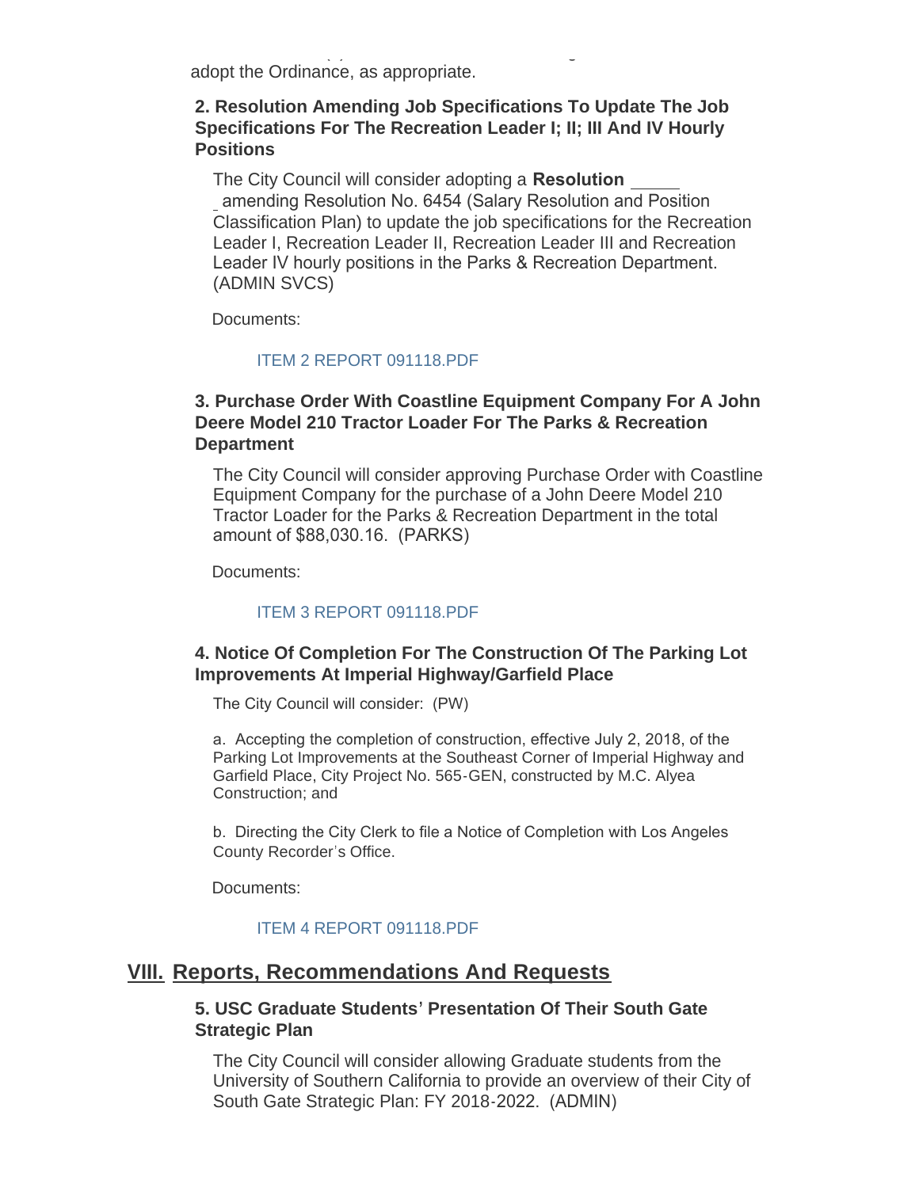adopt the Ordinance, as appropriate.

### 2. Resolution Amending Job Specifications To Update The Job Specifications For The Recreation Leader I; II; III And IV Hourly Positions

The City Council will consider adopting a **Resolution** _____ amending Resolution No. 6454 (Salary Resolution and Position Classification Plan) to update the job specifications for the Recreation Leader I, Recreation Leader II, Recreation Leader III and Recreation Leader IV hourly positions in the Parks & Recreation Department. (ADMIN SVCS)

Documents:

ITEM 2 REPORT 091118.PDF

### 3. Purchase Order With Coastline Equipment Company For A John Deere Model 210 Tractor Loader For The Parks & Recreation Department

The City Council will consider approving Purchase Order with Coastline Equipment Company for the purchase of a John Deere Model 210 Tractor Loader for the Parks & Recreation Department in the total amount of $88,030.16. (PARKS)

Documents:

ITEM 3 REPORT 091118.PDF

### 4. Notice Of Completion For The Construction Of The Parking Lot Improvements At Imperial Highway/Garfield Place

The City Council will consider: (PW)

a. Accepting the completion of construction, effective July 2, 2018, of the Parking Lot Improvements at the Southeast Corner of Imperial Highway and Garfield Place, City Project No. 565-GEN, constructed by M.C. Alyea Construction; and

b. Directing the City Clerk to file a Notice of Completion with Los Angeles County Recorder's Office.

Documents:

ITEM 4 REPORT 091118.PDF

## VIII. Reports, Recommendations And Requests

### 5. USC Graduate Students' Presentation Of Their South Gate Strategic Plan

The City Council will consider allowing Graduate students from the University of Southern California to provide an overview of their City of South Gate Strategic Plan: FY 2018-2022. (ADMIN)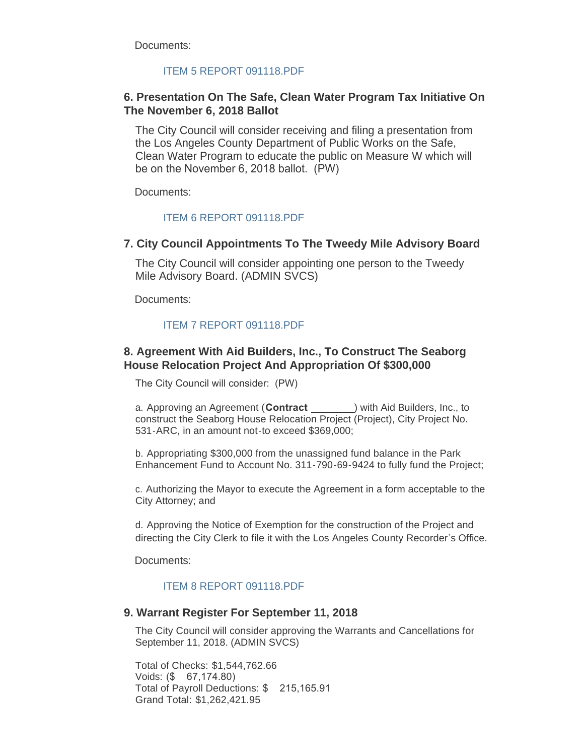Documents:

ITEM 5 REPORT 091118.PDF

### 6. Presentation On The Safe, Clean Water Program Tax Initiative On The November 6, 2018 Ballot

The City Council will consider receiving and filing a presentation from the Los Angeles County Department of Public Works on the Safe, Clean Water Program to educate the public on Measure W which will be on the November 6, 2018 ballot. (PW)

Documents:

ITEM 6 REPORT 091118.PDF

### 7. City Council Appointments To The Tweedy Mile Advisory Board

The City Council will consider appointing one person to the Tweedy Mile Advisory Board. (ADMIN SVCS)

Documents:

ITEM 7 REPORT 091118.PDF

### 8. Agreement With Aid Builders, Inc., To Construct The Seaborg House Relocation Project And Appropriation Of $300,000

The City Council will consider: (PW)

a. Approving an Agreement (**Contract ________**) with Aid Builders, Inc., to construct the Seaborg House Relocation Project (Project), City Project No. 531-ARC, in an amount not-to exceed $369,000;

b. Appropriating $300,000 from the unassigned fund balance in the Park Enhancement Fund to Account No. 311-790-69-9424 to fully fund the Project;

c. Authorizing the Mayor to execute the Agreement in a form acceptable to the City Attorney; and

d. Approving the Notice of Exemption for the construction of the Project and directing the City Clerk to file it with the Los Angeles County Recorder's Office.

Documents:

ITEM 8 REPORT 091118.PDF

### 9. Warrant Register For September 11, 2018

The City Council will consider approving the Warrants and Cancellations for September 11, 2018. (ADMIN SVCS)

Total of Checks: $1,544,762.66
Voids: ($ 67,174.80)
Total of Payroll Deductions: $ 215,165.91
Grand Total: $1,262,421.95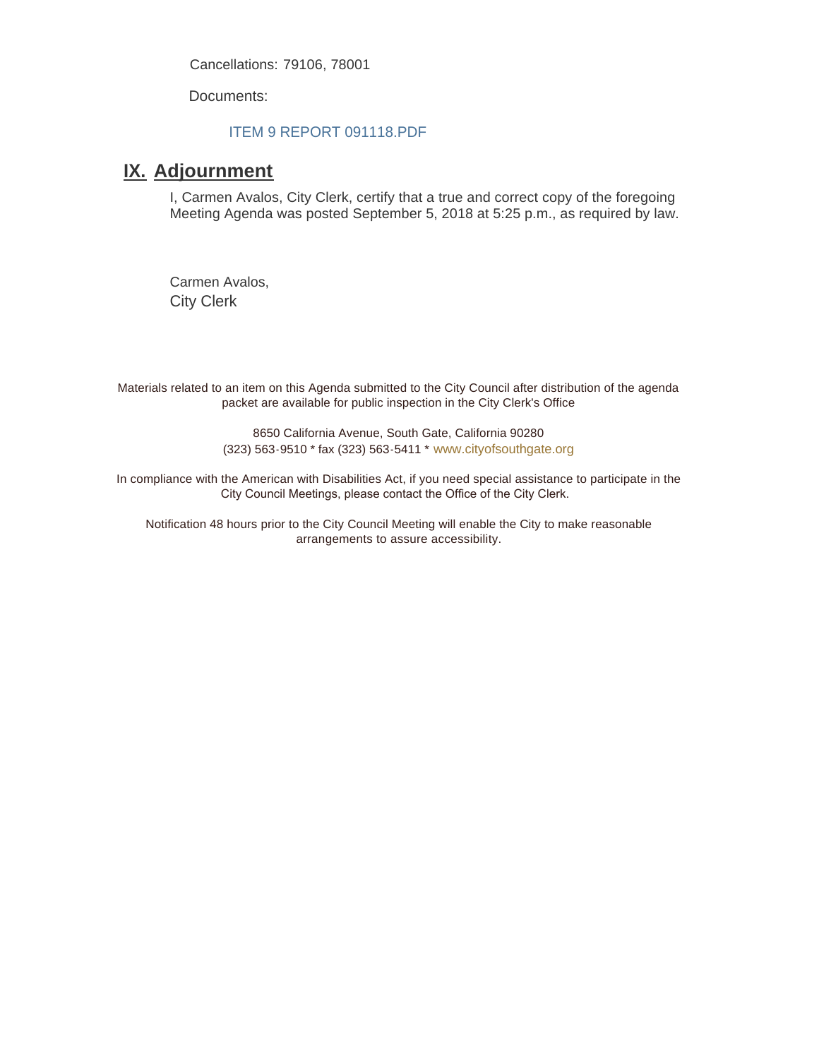Cancellations: 79106, 78001

Documents:

ITEM 9 REPORT 091118.PDF

## IX. Adjournment

I, Carmen Avalos, City Clerk, certify that a true and correct copy of the foregoing Meeting Agenda was posted September 5, 2018 at 5:25 p.m., as required by law.

Carmen Avalos,
City Clerk

Materials related to an item on this Agenda submitted to the City Council after distribution of the agenda packet are available for public inspection in the City Clerk's Office

8650 California Avenue, South Gate, California 90280
(323) 563-9510 * fax (323) 563-5411 * www.cityofsouthgate.org

In compliance with the American with Disabilities Act, if you need special assistance to participate in the City Council Meetings, please contact the Office of the City Clerk.

Notification 48 hours prior to the City Council Meeting will enable the City to make reasonable arrangements to assure accessibility.